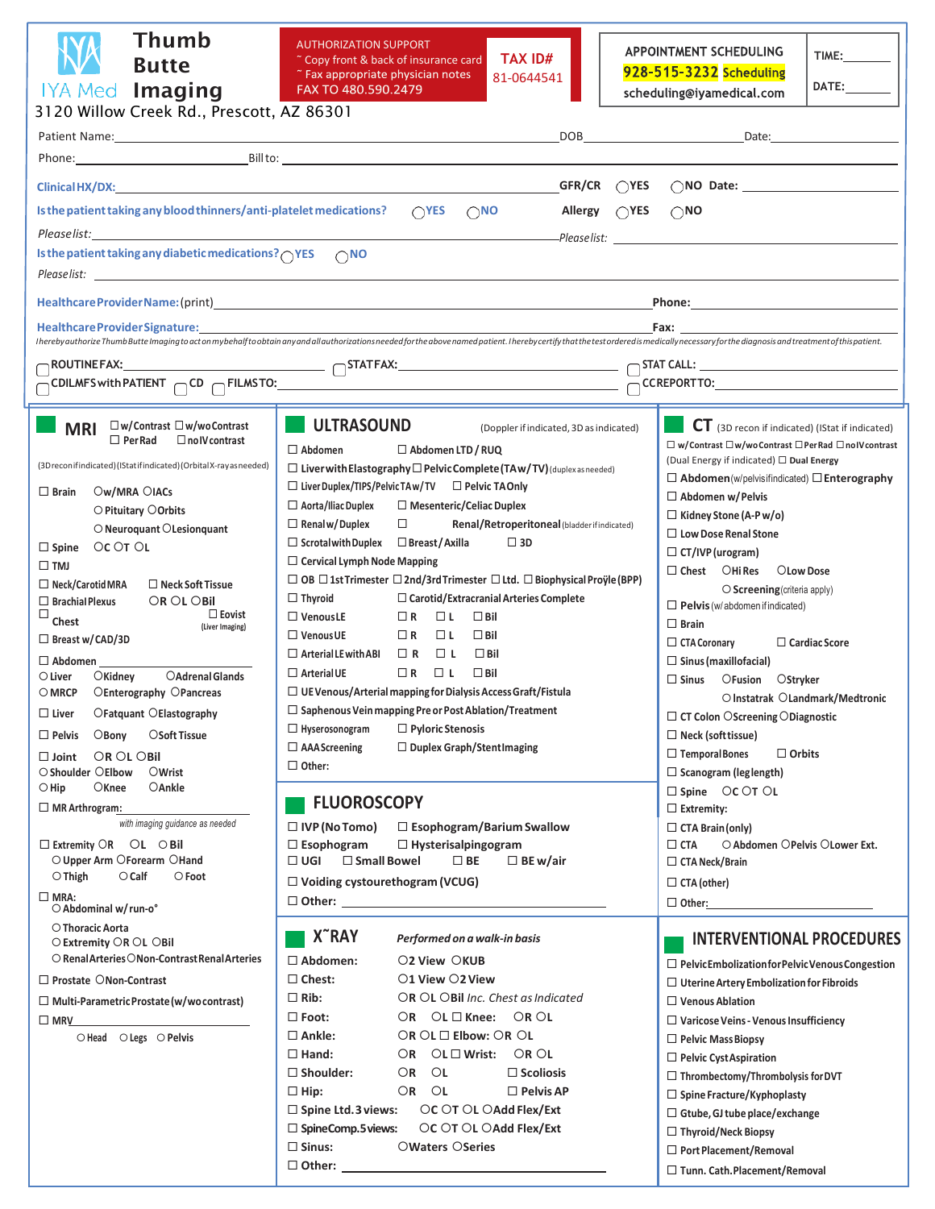# IYA Med Thumb Butte Imaging

3120 Willow Creek Rd., Prescott, AZ 86301

**AUTHORIZATION SUPPORT**
~ Copy front & back of insurance card
~ Fax appropriate physician notes
FAX TO 480.590.2479

**TAX ID#** 81-0644541

**APPOINTMENT SCHEDULING**
928-515-3232 Scheduling
scheduling@iyamedical.com

TIME:______
DATE:______

Patient Name:______ DOB______ Date:______

Phone:______ Bill to:______

**Clinical HX/DX:**______ GFR/CR ◯YES ◯NO Date:______

**Is the patient taking any blood thinners/anti-platelet medications?** ◯YES ◯NO Allergy ◯YES ◯NO

*Please list:*______ *Please list:*______

**Is the patient taking any diabetic medications?** ◯YES ◯NO

*Please list:*______

**Healthcare Provider Name:** (print)______ **Phone:**______

**Healthcare Provider Signature:**______ **Fax:**______

*I hereby authorize Thumb Butte Imaging to act on my behalf to obtain any and all authorizations needed for the above named patient. I hereby certify that the test ordered is medically necessary for the diagnosis and treatment of this patient.*

◯ ROUTINE FAX:______ ◯ STAT FAX:______ ◯ STAT CALL:______

◯ CD IL MFS with PATIENT ◯ CD ◯ FILMS TO:______ ◯ CC REPORT TO:______

## MRI

☐ w/Contrast ☐ w/wo Contrast ☐ Per Rad ☐ no IV contrast

(3D recon if indicated) (IStat if indicated) (Orbital X-ray as needed)

- ☐ Brain ○w/MRA ○IACs ○Pituitary ○Orbits ○Neuroquant ○Lesionquant
- ☐ Spine ○C ○T ○L
- ☐ TMJ
- ☐ Neck/Carotid MRA ☐ Neck Soft Tissue
- ☐ Brachial Plexus ○R ○L ○Bil
- ☐ Chest ☐ Eovist (Liver Imaging)
- ☐ Breast w/ CAD/3D
- ☐ Abdomen______ ○Liver ○Kidney ○Adrenal Glands ○MRCP ○Enterography ○Pancreas
- ☐ Liver ○Fatquant ○Elastography
- ☐ Pelvis ○Bony ○Soft Tissue
- ☐ Joint ○R ○L ○Bil ○Shoulder ○Elbow ○Wrist ○Hip ○Knee ○Ankle
- ☐ MR Arthrogram:______ *with imaging guidance as needed*
- ☐ Extremity ○R ○L ○Bil ○Upper Arm ○Forearm ○Hand ○Thigh ○Calf ○Foot
- ☐ MRA: ○Abdominal w/ run-o° ○Thoracic Aorta ○Extremity ○R ○L ○Bil ○Renal Arteries ○Non-Contrast Renal Arteries
- ☐ Prostate ○Non-Contrast
- ☐ Multi-Parametric Prostate (w/wo contrast)
- ☐ MRV______ ○Head ○Legs ○Pelvis

## ULTRASOUND

(Doppler if indicated, 3D as indicated)

- ☐ Abdomen ☐ Abdomen LTD / RUQ
- ☐ Liver with Elastography ☐ Pelvic Complete (TA w/ TV) (duplex as needed)
- ☐ Liver Duplex/TIPS/Pelvic TA w/ TV ☐ Pelvic TA Only
- ☐ Aorta/Iliac Duplex ☐ Mesenteric/Celiac Duplex
- ☐ Renal w/ Duplex ☐ Renal/Retroperitoneal (bladder if indicated)
- ☐ Scrotal with Duplex ☐ Breast / Axilla ☐ 3D
- ☐ Cervical Lymph Node Mapping
- ☐ OB ☐ 1st Trimester ☐ 2nd/3rd Trimester ☐ Ltd. ☐ Biophysical Proÿle (BPP)
- ☐ Thyroid ☐ Carotid/Extracranial Arteries Complete
- ☐ Venous LE ☐ R ☐ L ☐ Bil
- ☐ Venous UE ☐ R ☐ L ☐ Bil
- ☐ Arterial LE with ABI ☐ R ☐ L ☐ Bil
- ☐ Arterial UE ☐ R ☐ L ☐ Bil
- ☐ UE Venous/Arterial mapping for Dialysis Access Graft/Fistula
- ☐ Saphenous Vein mapping Pre or Post Ablation/Treatment
- ☐ Hysterosonogram ☐ Pyloric Stenosis
- ☐ AAA Screening ☐ Duplex Graph/Stent Imaging
- ☐ Other:

## FLUOROSCOPY

- ☐ IVP (No Tomo) ☐ Esophogram/Barium Swallow
- ☐ Esophogram ☐ Hysterisalpingogram
- ☐ UGI ☐ Small Bowel ☐ BE ☐ BE w/air
- ☐ Voiding cystourethogram (VCUG)
- ☐ Other:______

## X-RAY

*Performed on a walk-in basis*

- ☐ Abdomen: ○2 View ○KUB
- ☐ Chest: ○1 View ○2 View
- ☐ Rib: ○R ○L ○Bil *Inc. Chest as Indicated*
- ☐ Foot: ○R ○L ☐ Knee: ○R ○L
- ☐ Ankle: ○R ○L ☐ Elbow: ○R ○L
- ☐ Hand: ○R ○L ☐ Wrist: ○R ○L
- ☐ Shoulder: ○R ○L ☐ Scoliosis
- ☐ Hip: ○R ○L ☐ Pelvis AP
- ☐ Spine Ltd. 3 views: ○C ○T ○L ○Add Flex/Ext
- ☐ Spine Comp. 5 views: ○C ○T ○L ○Add Flex/Ext
- ☐ Sinus: ○Waters ○Series
- ☐ Other:______

## CT

(3D recon if indicated) (IStat if indicated)

☐ w/Contrast ☐ w/wo Contrast ☐ Per Rad ☐ no IV contrast
(Dual Energy if indicated) ☐ Dual Energy

- ☐ Abdomen (w/pelvis if indicated) ☐ Enterography
- ☐ Abdomen w/ Pelvis
- ☐ Kidney Stone (A-P w/o)
- ☐ Low Dose Renal Stone
- ☐ CT/IVP (urogram)
- ☐ Chest ○Hi Res ○Low Dose ○Screening (criteria apply)
- ☐ Pelvis (w/abdomen if indicated)
- ☐ Brain
- ☐ CTA Coronary ☐ Cardiac Score
- ☐ Sinus (maxillofacial)
- ☐ Sinus ○Fusion ○Stryker ○Instatrak ○Landmark/Medtronic
- ☐ CT Colon ○Screening ○Diagnostic
- ☐ Neck (soft tissue)
- ☐ Temporal Bones ☐ Orbits
- ☐ Scanogram (leg length)
- ☐ Spine ○C ○T ○L
- ☐ Extremity:
- ☐ CTA Brain (only)
- ☐ CTA ○Abdomen ○Pelvis ○Lower Ext.
- ☐ CTA Neck/Brain
- ☐ CTA (other)
- ☐ Other:______

## INTERVENTIONAL PROCEDURES

- ☐ Pelvic Embolization for Pelvic Venous Congestion
- ☐ Uterine Artery Embolization for Fibroids
- ☐ Venous Ablation
- ☐ Varicose Veins - Venous Insufficiency
- ☐ Pelvic Mass Biopsy
- ☐ Pelvic Cyst Aspiration
- ☐ Thrombectomy/Thrombolysis for DVT
- ☐ Spine Fracture/Kyphoplasty
- ☐ Gtube, GJ tube place/exchange
- ☐ Thyroid/Neck Biopsy
- ☐ Port Placement/Removal
- ☐ Tunn. Cath. Placement/Removal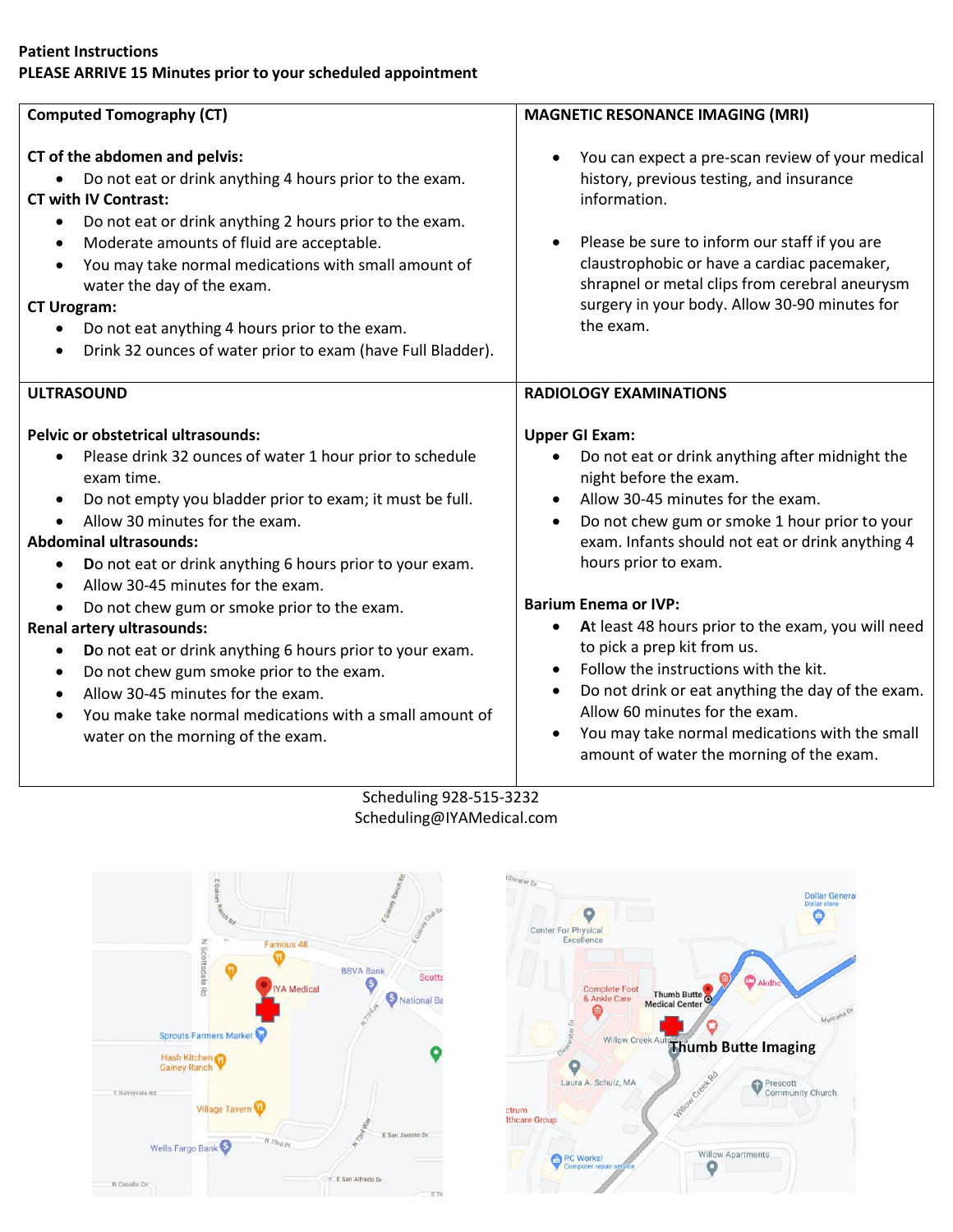**Patient Instructions**
**PLEASE ARRIVE 15 Minutes prior to your scheduled appointment**

## Computed Tomography (CT)

**CT of the abdomen and pelvis:**

- Do not eat or drink anything 4 hours prior to the exam.

**CT with IV Contrast:**

- Do not eat or drink anything 2 hours prior to the exam.
- Moderate amounts of fluid are acceptable.
- You may take normal medications with small amount of water the day of the exam.

**CT Urogram:**

- Do not eat anything 4 hours prior to the exam.
- Drink 32 ounces of water prior to exam (have Full Bladder).

## MAGNETIC RESONANCE IMAGING (MRI)

- You can expect a pre-scan review of your medical history, previous testing, and insurance information.
- Please be sure to inform our staff if you are claustrophobic or have a cardiac pacemaker, shrapnel or metal clips from cerebral aneurysm surgery in your body. Allow 30-90 minutes for the exam.

## ULTRASOUND

**Pelvic or obstetrical ultrasounds:**

- Please drink 32 ounces of water 1 hour prior to schedule exam time.
- Do not empty you bladder prior to exam; it must be full.
- Allow 30 minutes for the exam.

**Abdominal ultrasounds:**

- Do not eat or drink anything 6 hours prior to your exam.
- Allow 30-45 minutes for the exam.
- Do not chew gum or smoke prior to the exam.

**Renal artery ultrasounds:**

- Do not eat or drink anything 6 hours prior to your exam.
- Do not chew gum smoke prior to the exam.
- Allow 30-45 minutes for the exam.
- You make take normal medications with a small amount of water on the morning of the exam.

## RADIOLOGY EXAMINATIONS

**Upper GI Exam:**

- Do not eat or drink anything after midnight the night before the exam.
- Allow 30-45 minutes for the exam.
- Do not chew gum or smoke 1 hour prior to your exam. Infants should not eat or drink anything 4 hours prior to exam.

**Barium Enema or IVP:**

- At least 48 hours prior to the exam, you will need to pick a prep kit from us.
- Follow the instructions with the kit.
- Do not drink or eat anything the day of the exam. Allow 60 minutes for the exam.
- You may take normal medications with the small amount of water the morning of the exam.

Scheduling 928-515-3232
Scheduling@IYAMedical.com